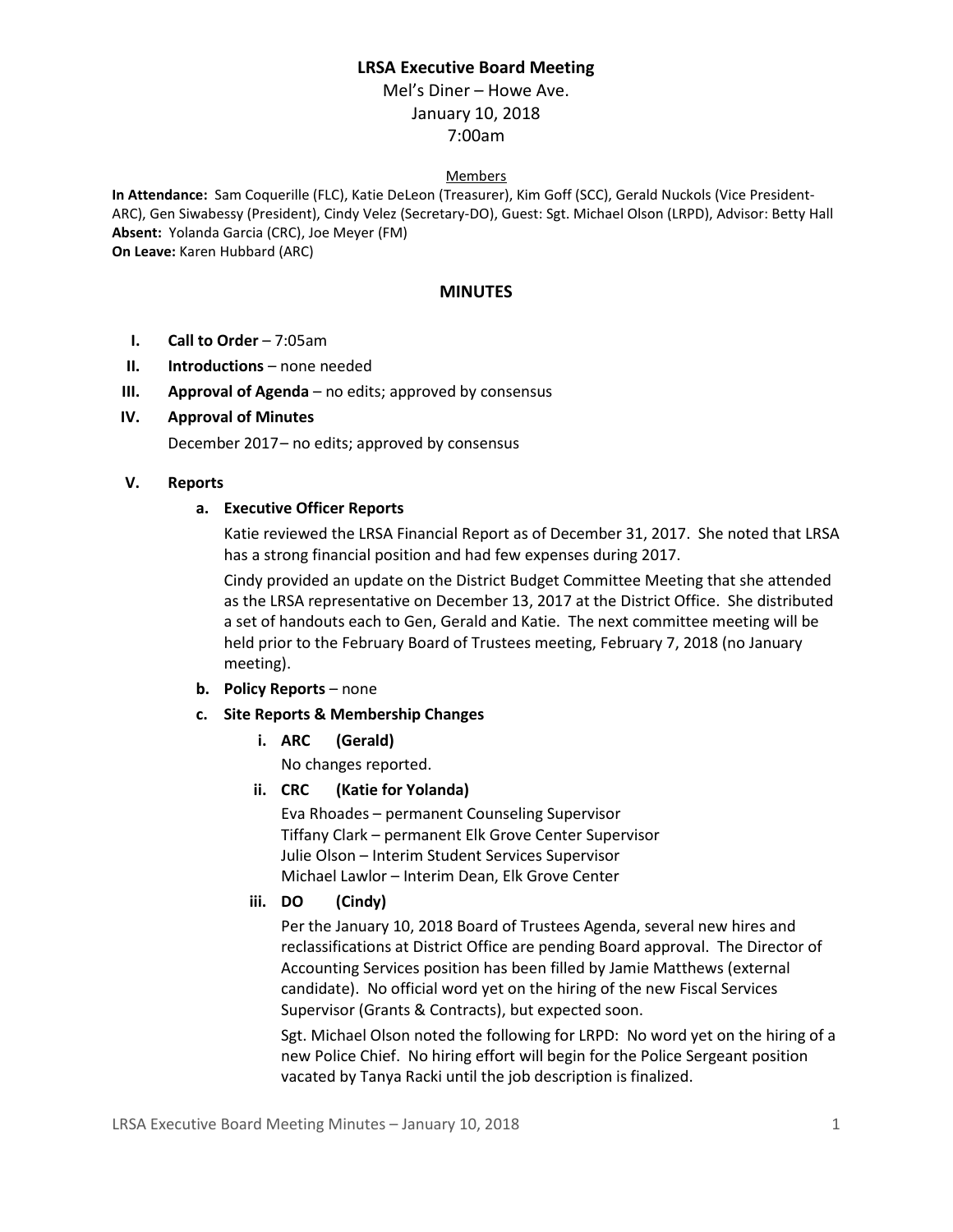# LRSA Executive Board Meeting

Mel's Diner – Howe Ave.
January 10, 2018
7:00am

Members

**In Attendance:** Sam Coquerille (FLC), Katie DeLeon (Treasurer), Kim Goff (SCC), Gerald Nuckols (Vice President-ARC), Gen Siwabessy (President), Cindy Velez (Secretary-DO), Guest: Sgt. Michael Olson (LRPD), Advisor: Betty Hall
**Absent:** Yolanda Garcia (CRC), Joe Meyer (FM)
**On Leave:** Karen Hubbard (ARC)

## MINUTES

I. **Call to Order** – 7:05am

II. **Introductions** – none needed

III. **Approval of Agenda** – no edits; approved by consensus

IV. **Approval of Minutes**

December 2017– no edits; approved by consensus

V. **Reports**

a. **Executive Officer Reports**

Katie reviewed the LRSA Financial Report as of December 31, 2017. She noted that LRSA has a strong financial position and had few expenses during 2017.

Cindy provided an update on the District Budget Committee Meeting that she attended as the LRSA representative on December 13, 2017 at the District Office. She distributed a set of handouts each to Gen, Gerald and Katie. The next committee meeting will be held prior to the February Board of Trustees meeting, February 7, 2018 (no January meeting).

b. **Policy Reports** – none

c. **Site Reports & Membership Changes**

i. **ARC (Gerald)**

No changes reported.

ii. **CRC (Katie for Yolanda)**

Eva Rhoades – permanent Counseling Supervisor
Tiffany Clark – permanent Elk Grove Center Supervisor
Julie Olson – Interim Student Services Supervisor
Michael Lawlor – Interim Dean, Elk Grove Center

iii. **DO (Cindy)**

Per the January 10, 2018 Board of Trustees Agenda, several new hires and reclassifications at District Office are pending Board approval. The Director of Accounting Services position has been filled by Jamie Matthews (external candidate). No official word yet on the hiring of the new Fiscal Services Supervisor (Grants & Contracts), but expected soon.

Sgt. Michael Olson noted the following for LRPD: No word yet on the hiring of a new Police Chief. No hiring effort will begin for the Police Sergeant position vacated by Tanya Racki until the job description is finalized.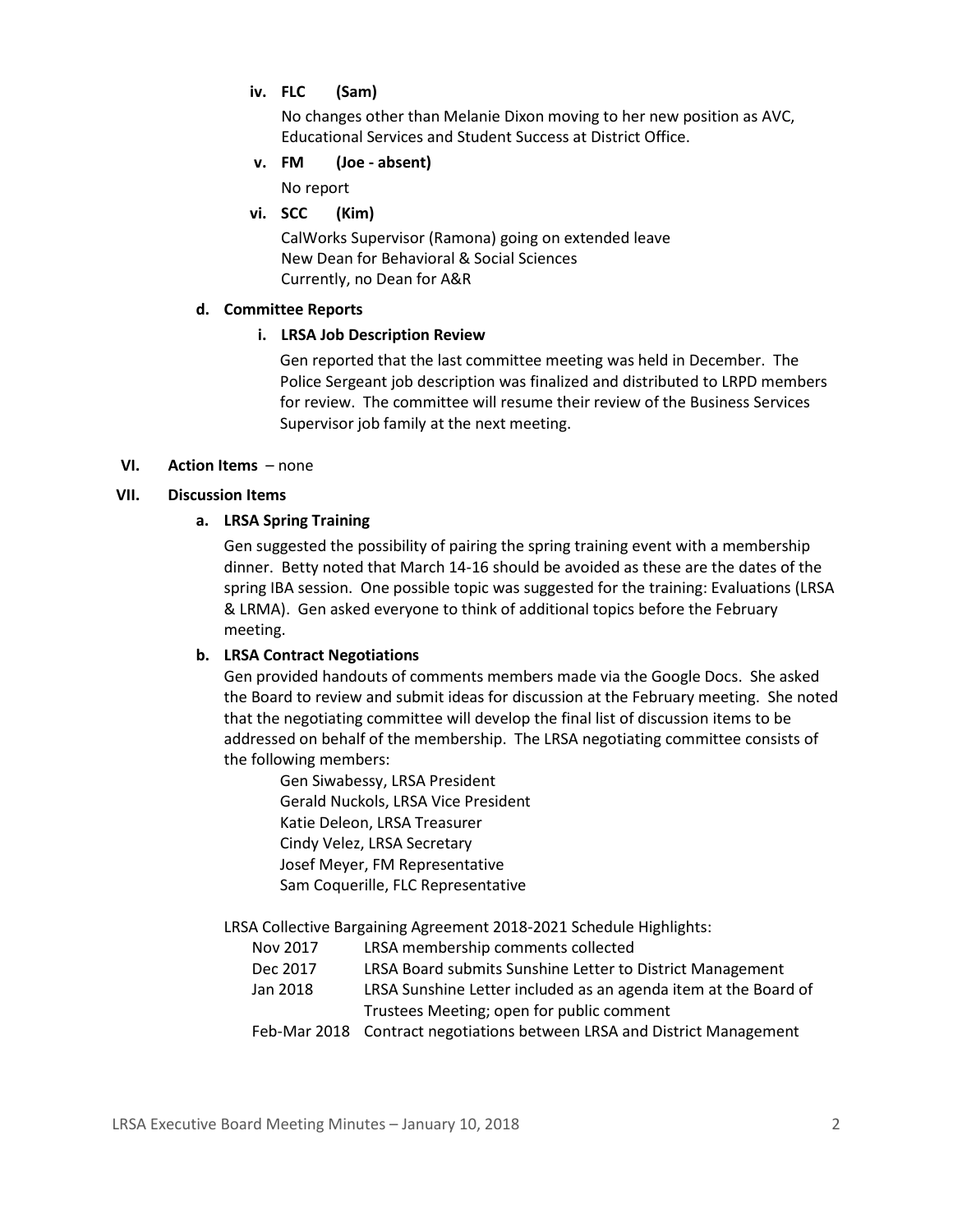**iv. FLC (Sam)**

No changes other than Melanie Dixon moving to her new position as AVC, Educational Services and Student Success at District Office.

**v. FM (Joe - absent)**

No report

**vi. SCC (Kim)**

CalWorks Supervisor (Ramona) going on extended leave
New Dean for Behavioral & Social Sciences
Currently, no Dean for A&R

**d. Committee Reports**

**i. LRSA Job Description Review**

Gen reported that the last committee meeting was held in December. The Police Sergeant job description was finalized and distributed to LRPD members for review. The committee will resume their review of the Business Services Supervisor job family at the next meeting.

**VI. Action Items** – none

**VII. Discussion Items**

**a. LRSA Spring Training**

Gen suggested the possibility of pairing the spring training event with a membership dinner. Betty noted that March 14-16 should be avoided as these are the dates of the spring IBA session. One possible topic was suggested for the training: Evaluations (LRSA & LRMA). Gen asked everyone to think of additional topics before the February meeting.

**b. LRSA Contract Negotiations**

Gen provided handouts of comments members made via the Google Docs. She asked the Board to review and submit ideas for discussion at the February meeting. She noted that the negotiating committee will develop the final list of discussion items to be addressed on behalf of the membership. The LRSA negotiating committee consists of the following members:

Gen Siwabessy, LRSA President
Gerald Nuckols, LRSA Vice President
Katie Deleon, LRSA Treasurer
Cindy Velez, LRSA Secretary
Josef Meyer, FM Representative
Sam Coquerille, FLC Representative

LRSA Collective Bargaining Agreement 2018-2021 Schedule Highlights:

| | |
|---|---|
| Nov 2017 | LRSA membership comments collected |
| Dec 2017 | LRSA Board submits Sunshine Letter to District Management |
| Jan 2018 | LRSA Sunshine Letter included as an agenda item at the Board of Trustees Meeting; open for public comment |
| Feb-Mar 2018 | Contract negotiations between LRSA and District Management |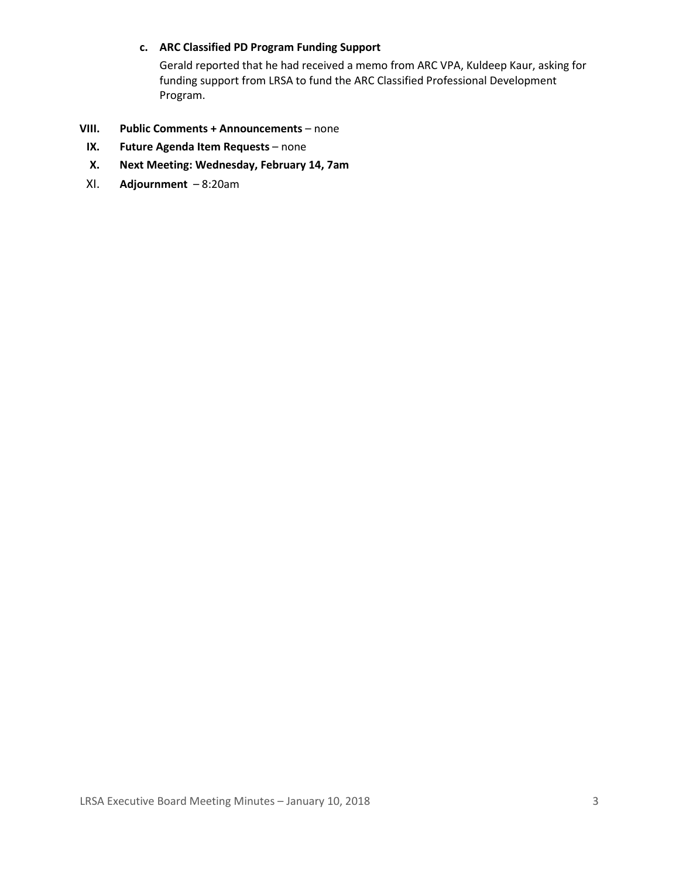**c. ARC Classified PD Program Funding Support**

Gerald reported that he had received a memo from ARC VPA, Kuldeep Kaur, asking for funding support from LRSA to fund the ARC Classified Professional Development Program.

**VIII. Public Comments + Announcements** – none

**IX. Future Agenda Item Requests** – none

**X. Next Meeting: Wednesday, February 14, 7am**

XI. **Adjournment** – 8:20am